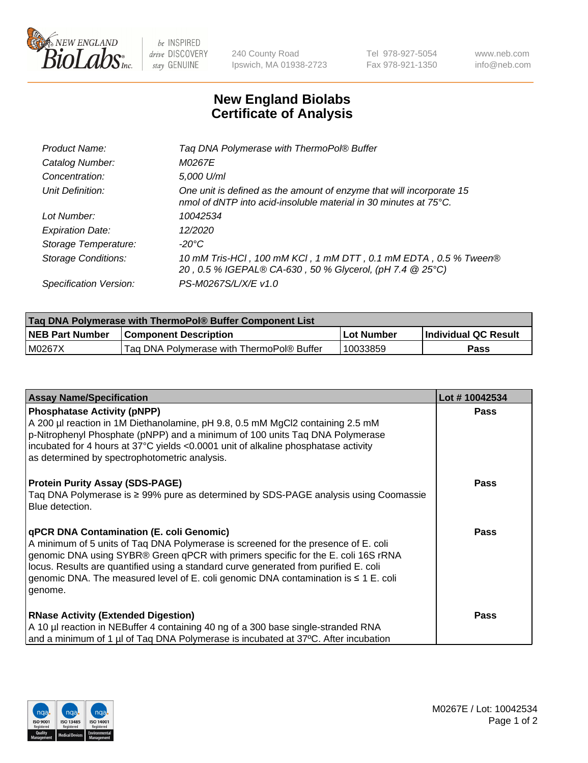# New England Biolabs Certificate of Analysis

| | |
|---|---|
| Product Name: | Taq DNA Polymerase with ThermoPol® Buffer |
| Catalog Number: | M0267E |
| Concentration: | 5,000 U/ml |
| Unit Definition: | One unit is defined as the amount of enzyme that will incorporate 15 nmol of dNTP into acid-insoluble material in 30 minutes at 75°C. |
| Lot Number: | 10042534 |
| Expiration Date: | 12/2020 |
| Storage Temperature: | -20°C |
| Storage Conditions: | 10 mM Tris-HCl , 100 mM KCl , 1 mM DTT , 0.1 mM EDTA , 0.5 % Tween® 20 , 0.5 % IGEPAL® CA-630 , 50 % Glycerol, (pH 7.4 @ 25°C) |
| Specification Version: | PS-M0267S/L/X/E v1.0 |

| Taq DNA Polymerase with ThermoPol® Buffer Component List | | | |
|---|---|---|---|
| NEB Part Number | Component Description | Lot Number | Individual QC Result |
| M0267X | Taq DNA Polymerase with ThermoPol® Buffer | 10033859 | Pass |

| Assay Name/Specification | Lot # 10042534 |
|---|---|
| **Phosphatase Activity (pNPP)**<br>A 200 µl reaction in 1M Diethanolamine, pH 9.8, 0.5 mM MgCl2 containing 2.5 mM p-Nitrophenyl Phosphate (pNPP) and a minimum of 100 units Taq DNA Polymerase incubated for 4 hours at 37°C yields <0.0001 unit of alkaline phosphatase activity as determined by spectrophotometric analysis. | Pass |
| **Protein Purity Assay (SDS-PAGE)**<br>Taq DNA Polymerase is ≥ 99% pure as determined by SDS-PAGE analysis using Coomassie Blue detection. | Pass |
| **qPCR DNA Contamination (E. coli Genomic)**<br>A minimum of 5 units of Taq DNA Polymerase is screened for the presence of E. coli genomic DNA using SYBR® Green qPCR with primers specific for the E. coli 16S rRNA locus. Results are quantified using a standard curve generated from purified E. coli genomic DNA. The measured level of E. coli genomic DNA contamination is ≤ 1 E. coli genome. | Pass |
| **RNase Activity (Extended Digestion)**<br>A 10 µl reaction in NEBuffer 4 containing 40 ng of a 300 base single-stranded RNA and a minimum of 1 µl of Taq DNA Polymerase is incubated at 37ºC. After incubation | Pass |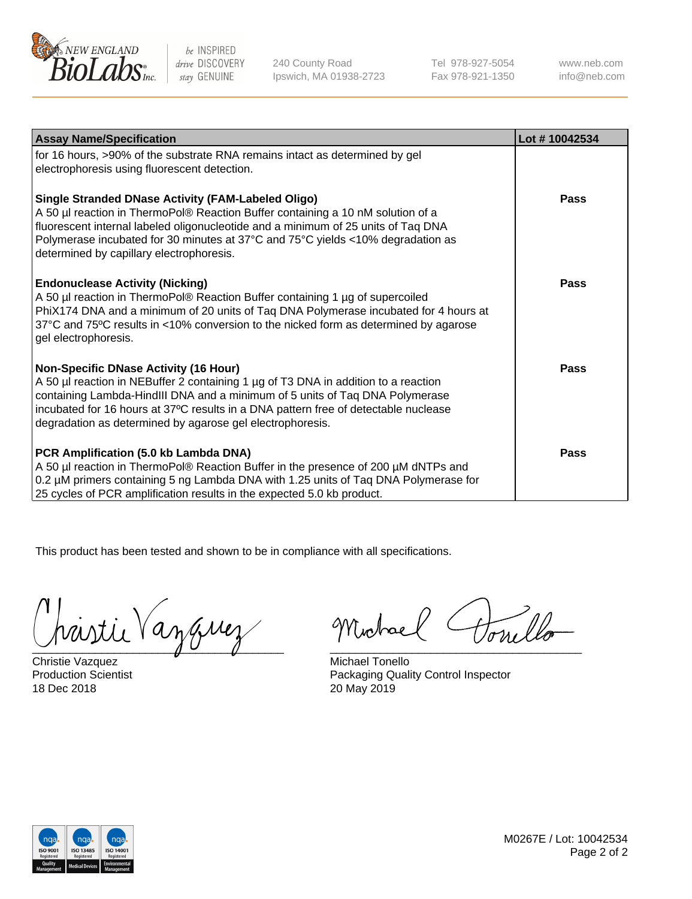| Assay Name/Specification | Lot # 10042534 |
|---|---|
| for 16 hours, >90% of the substrate RNA remains intact as determined by gel electrophoresis using fluorescent detection. | |
| **Single Stranded DNase Activity (FAM-Labeled Oligo)**<br>A 50 µl reaction in ThermoPol® Reaction Buffer containing a 10 nM solution of a fluorescent internal labeled oligonucleotide and a minimum of 25 units of Taq DNA Polymerase incubated for 30 minutes at 37°C and 75°C yields <10% degradation as determined by capillary electrophoresis. | **Pass** |
| **Endonuclease Activity (Nicking)**<br>A 50 µl reaction in ThermoPol® Reaction Buffer containing 1 µg of supercoiled PhiX174 DNA and a minimum of 20 units of Taq DNA Polymerase incubated for 4 hours at 37°C and 75ºC results in <10% conversion to the nicked form as determined by agarose gel electrophoresis. | **Pass** |
| **Non-Specific DNase Activity (16 Hour)**<br>A 50 µl reaction in NEBuffer 2 containing 1 µg of T3 DNA in addition to a reaction containing Lambda-HindIII DNA and a minimum of 5 units of Taq DNA Polymerase incubated for 16 hours at 37ºC results in a DNA pattern free of detectable nuclease degradation as determined by agarose gel electrophoresis. | **Pass** |
| **PCR Amplification (5.0 kb Lambda DNA)**<br>A 50 µl reaction in ThermoPol® Reaction Buffer in the presence of 200 µM dNTPs and 0.2 µM primers containing 5 ng Lambda DNA with 1.25 units of Taq DNA Polymerase for 25 cycles of PCR amplification results in the expected 5.0 kb product. | **Pass** |

This product has been tested and shown to be in compliance with all specifications.

Christie Vazquez
Production Scientist
18 Dec 2018

Michael Tonello
Packaging Quality Control Inspector
20 May 2019

M0267E / Lot: 10042534